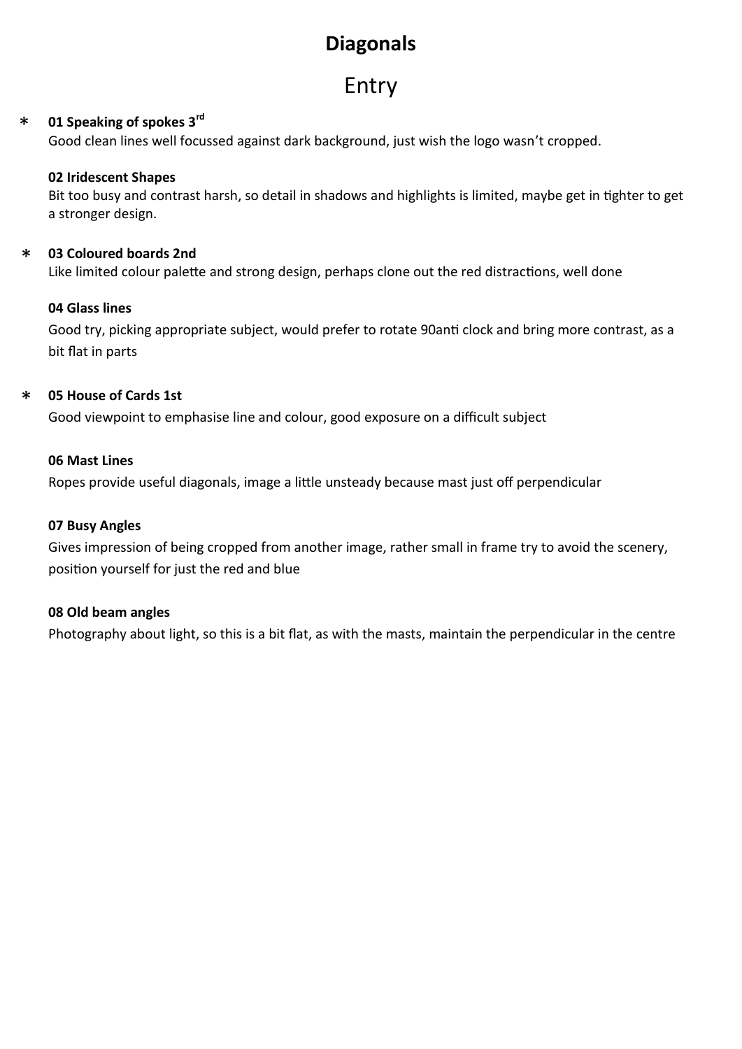# Diagonals

## Entry

\* **01 Speaking of spokes 3rd**
Good clean lines well focussed against dark background, just wish the logo wasn't cropped.

**02 Iridescent Shapes**
Bit too busy and contrast harsh, so detail in shadows and highlights is limited, maybe get in tighter to get a stronger design.

\* **03 Coloured boards 2nd**
Like limited colour palette and strong design, perhaps clone out the red distractions, well done

**04 Glass lines**
Good try, picking appropriate subject, would prefer to rotate 90anti clock and bring more contrast, as a bit flat in parts

\* **05 House of Cards 1st**
Good viewpoint to emphasise line and colour, good exposure on a difficult subject

**06 Mast Lines**
Ropes provide useful diagonals, image a little unsteady because mast just off perpendicular

**07 Busy Angles**
Gives impression of being cropped from another image, rather small in frame try to avoid the scenery, position yourself for just the red and blue

**08 Old beam angles**
Photography about light, so this is a bit flat, as with the masts, maintain the perpendicular in the centre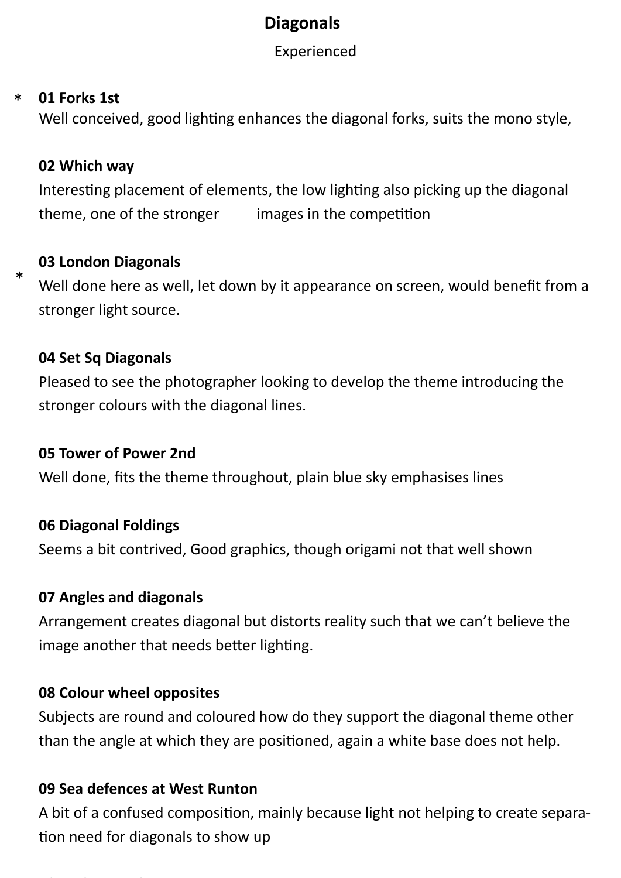**Diagonals**

Experienced

\* **01 Forks 1st**

Well conceived, good lighting enhances the diagonal forks, suits the mono style,

**02 Which way**

Interesting placement of elements, the low lighting also picking up the diagonal theme, one of the stronger images in the competition

**03 London Diagonals**

\* Well done here as well, let down by it appearance on screen, would benefit from a stronger light source.

**04 Set Sq Diagonals**

Pleased to see the photographer looking to develop the theme introducing the stronger colours with the diagonal lines.

**05 Tower of Power 2nd**

Well done, fits the theme throughout, plain blue sky emphasises lines

**06 Diagonal Foldings**

Seems a bit contrived, Good graphics, though origami not that well shown

**07 Angles and diagonals**

Arrangement creates diagonal but distorts reality such that we can't believe the image another that needs better lighting.

**08 Colour wheel opposites**

Subjects are round and coloured how do they support the diagonal theme other than the angle at which they are positioned, again a white base does not help.

**09 Sea defences at West Runton**

A bit of a confused composition, mainly because light not helping to create separation need for diagonals to show up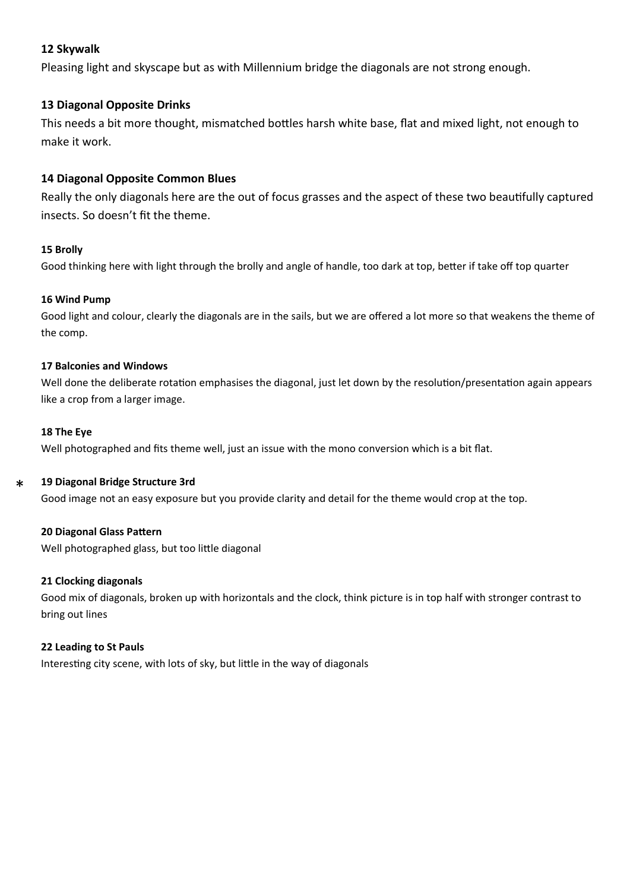**12 Skywalk**

Pleasing light and skyscape but as with Millennium bridge the diagonals are not strong enough.

**13 Diagonal Opposite Drinks**

This needs a bit more thought, mismatched bottles harsh white base, flat and mixed light, not enough to make it work.

**14 Diagonal Opposite Common Blues**

Really the only diagonals here are the out of focus grasses and the aspect of these two beautifully captured insects. So doesn't fit the theme.

**15 Brolly**

Good thinking here with light through the brolly and angle of handle, too dark at top, better if take off top quarter

**16 Wind Pump**

Good light and colour, clearly the diagonals are in the sails, but we are offered a lot more so that weakens the theme of the comp.

**17 Balconies and Windows**

Well done the deliberate rotation emphasises the diagonal, just let down by the resolution/presentation again appears like a crop from a larger image.

**18 The Eye**

Well photographed and fits theme well, just an issue with the mono conversion which is a bit flat.

\* **19 Diagonal Bridge Structure 3rd**

Good image not an easy exposure but you provide clarity and detail for the theme would crop at the top.

**20 Diagonal Glass Pattern**

Well photographed glass, but too little diagonal

**21 Clocking diagonals**

Good mix of diagonals, broken up with horizontals and the clock, think picture is in top half with stronger contrast to bring out lines

**22 Leading to St Pauls**

Interesting city scene, with lots of sky, but little in the way of diagonals